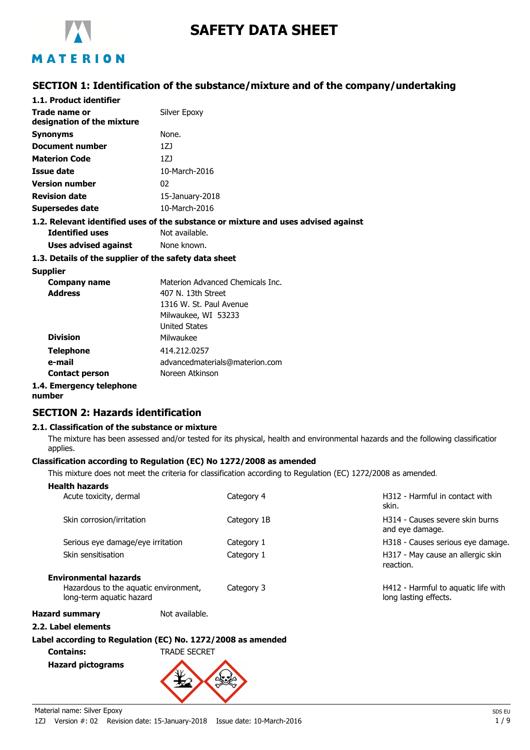# SAFETY DATA SHEET

## SECTION 1: Identification of the substance/mixture and of the company/undertaking

### 1.1. Product identifier

| | |
|---|---|
| **Trade name or designation of the mixture** | Silver Epoxy |
| **Synonyms** | None. |
| **Document number** | 1ZJ |
| **Materion Code** | 1ZJ |
| **Issue date** | 10-March-2016 |
| **Version number** | 02 |
| **Revision date** | 15-January-2018 |
| **Supersedes date** | 10-March-2016 |

### 1.2. Relevant identified uses of the substance or mixture and uses advised against

| | |
|---|---|
| **Identified uses** | Not available. |
| **Uses advised against** | None known. |

### 1.3. Details of the supplier of the safety data sheet

**Supplier**

| | |
|---|---|
| **Company name** | Materion Advanced Chemicals Inc. |
| **Address** | 407 N. 13th Street<br>1316 W. St. Paul Avenue<br>Milwaukee, WI 53233<br>United States |
| **Division** | Milwaukee |
| **Telephone** | 414.212.0257 |
| **e-mail** | advancedmaterials@materion.com |
| **Contact person** | Noreen Atkinson |

### 1.4. Emergency telephone number

## SECTION 2: Hazards identification

### 2.1. Classification of the substance or mixture

The mixture has been assessed and/or tested for its physical, health and environmental hazards and the following classification applies.

**Classification according to Regulation (EC) No 1272/2008 as amended**

This mixture does not meet the criteria for classification according to Regulation (EC) 1272/2008 as amended.

| **Health hazards** | | |
|---|---|---|
| Acute toxicity, dermal | Category 4 | H312 - Harmful in contact with skin. |
| Skin corrosion/irritation | Category 1B | H314 - Causes severe skin burns and eye damage. |
| Serious eye damage/eye irritation | Category 1 | H318 - Causes serious eye damage. |
| Skin sensitisation | Category 1 | H317 - May cause an allergic skin reaction. |
| **Environmental hazards** | | |
| Hazardous to the aquatic environment, long-term aquatic hazard | Category 3 | H412 - Harmful to aquatic life with long lasting effects. |

**Hazard summary** Not available.

### 2.2. Label elements

**Label according to Regulation (EC) No. 1272/2008 as amended**

**Contains:** TRADE SECRET

**Hazard pictograms**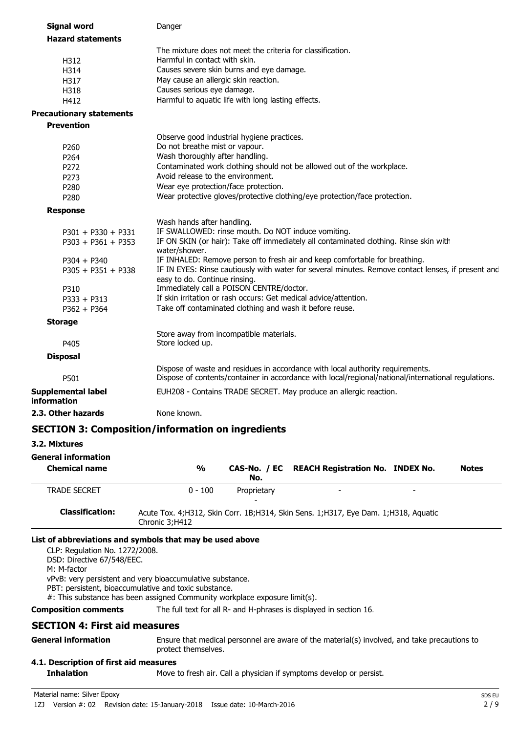**Signal word** Danger

**Hazard statements**

The mixture does not meet the criteria for classification.

| | |
|---|---|
| H312 | Harmful in contact with skin. |
| H314 | Causes severe skin burns and eye damage. |
| H317 | May cause an allergic skin reaction. |
| H318 | Causes serious eye damage. |
| H412 | Harmful to aquatic life with long lasting effects. |

**Precautionary statements**

**Prevention**

Observe good industrial hygiene practices.

| | |
|---|---|
| P260 | Do not breathe mist or vapour. |
| P264 | Wash thoroughly after handling. |
| P272 | Contaminated work clothing should not be allowed out of the workplace. |
| P273 | Avoid release to the environment. |
| P280 | Wear eye protection/face protection. |
| P280 | Wear protective gloves/protective clothing/eye protection/face protection. |

**Response**

Wash hands after handling.

| | |
|---|---|
| P301 + P330 + P331 | IF SWALLOWED: rinse mouth. Do NOT induce vomiting. |
| P303 + P361 + P353 | IF ON SKIN (or hair): Take off immediately all contaminated clothing. Rinse skin with water/shower. |
| P304 + P340 | IF INHALED: Remove person to fresh air and keep comfortable for breathing. |
| P305 + P351 + P338 | IF IN EYES: Rinse cautiously with water for several minutes. Remove contact lenses, if present and easy to do. Continue rinsing. |
| P310 | Immediately call a POISON CENTRE/doctor. |
| P333 + P313 | If skin irritation or rash occurs: Get medical advice/attention. |
| P362 + P364 | Take off contaminated clothing and wash it before reuse. |

**Storage**

Store away from incompatible materials.

| | |
|---|---|
| P405 | Store locked up. |

**Disposal**

Dispose of waste and residues in accordance with local authority requirements.

| | |
|---|---|
| P501 | Dispose of contents/container in accordance with local/regional/national/international regulations. |

**Supplemental label information** EUH208 - Contains TRADE SECRET. May produce an allergic reaction.

**2.3. Other hazards** None known.

## SECTION 3: Composition/information on ingredients

### 3.2. Mixtures

**General information**

| Chemical name | % | CAS-No. / EC No. | REACH Registration No. | INDEX No. | Notes |
|---|---|---|---|---|---|
| TRADE SECRET | 0 - 100 | Proprietary - | - | - | |
| **Classification:** | Acute Tox. 4;H312, Skin Corr. 1B;H314, Skin Sens. 1;H317, Eye Dam. 1;H318, Aquatic Chronic 3;H412 | | | | |

**List of abbreviations and symbols that may be used above**

CLP: Regulation No. 1272/2008.
DSD: Directive 67/548/EEC.
M: M-factor
vPvB: very persistent and very bioaccumulative substance.
PBT: persistent, bioaccumulative and toxic substance.
#: This substance has been assigned Community workplace exposure limit(s).

**Composition comments** The full text for all R- and H-phrases is displayed in section 16.

## SECTION 4: First aid measures

**General information** Ensure that medical personnel are aware of the material(s) involved, and take precautions to protect themselves.

### 4.1. Description of first aid measures

**Inhalation** Move to fresh air. Call a physician if symptoms develop or persist.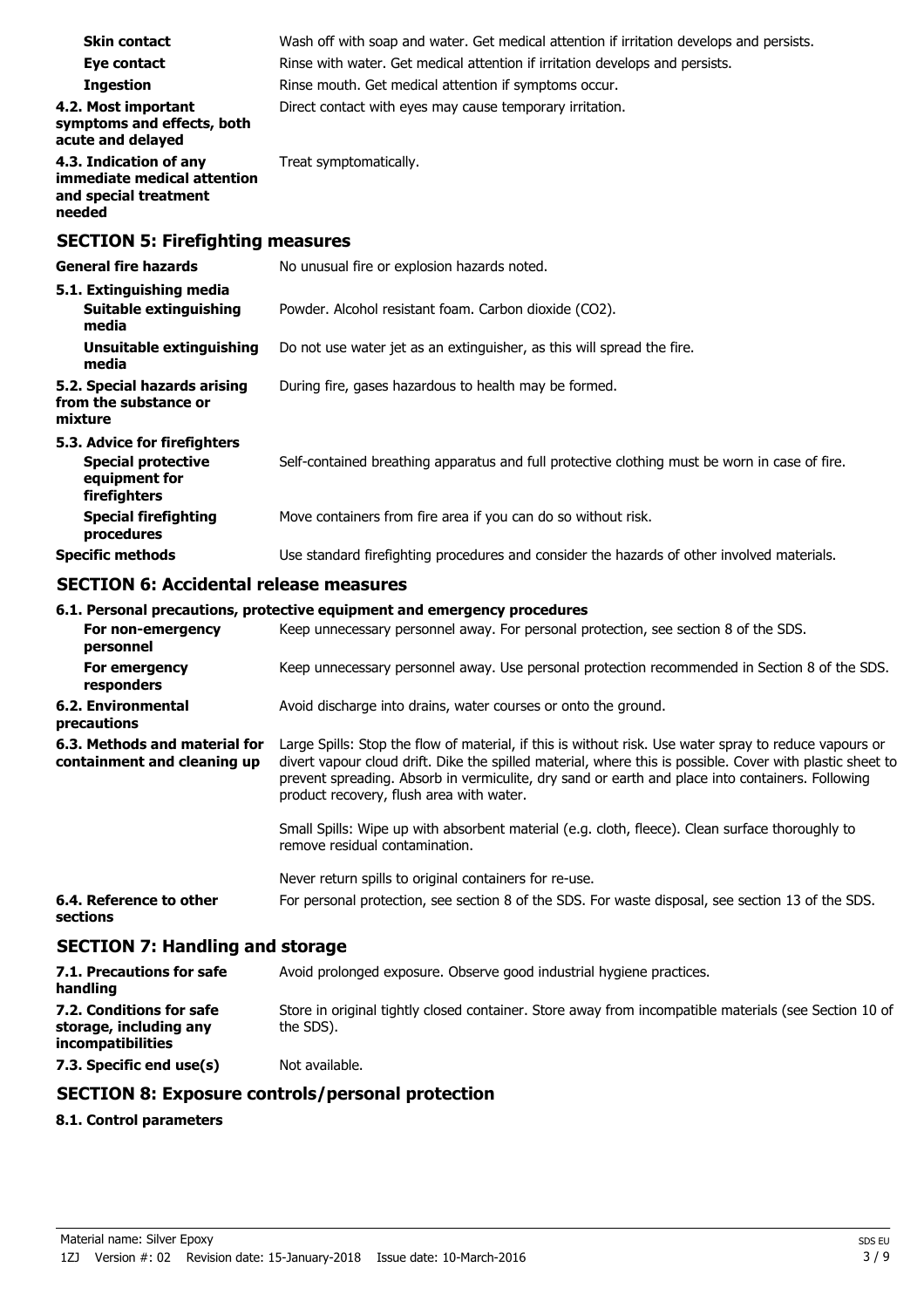| | |
|---|---|
| **Skin contact** | Wash off with soap and water. Get medical attention if irritation develops and persists. |
| **Eye contact** | Rinse with water. Get medical attention if irritation develops and persists. |
| **Ingestion** | Rinse mouth. Get medical attention if symptoms occur. |
| **4.2. Most important symptoms and effects, both acute and delayed** | Direct contact with eyes may cause temporary irritation. |
| **4.3. Indication of any immediate medical attention and special treatment needed** | Treat symptomatically. |

## SECTION 5: Firefighting measures

| | |
|---|---|
| **General fire hazards** | No unusual fire or explosion hazards noted. |
| **5.1. Extinguishing media** | |
| **Suitable extinguishing media** | Powder. Alcohol resistant foam. Carbon dioxide ($CO_2$). |
| **Unsuitable extinguishing media** | Do not use water jet as an extinguisher, as this will spread the fire. |
| **5.2. Special hazards arising from the substance or mixture** | During fire, gases hazardous to health may be formed. |
| **5.3. Advice for firefighters** | |
| **Special protective equipment for firefighters** | Self-contained breathing apparatus and full protective clothing must be worn in case of fire. |
| **Special firefighting procedures** | Move containers from fire area if you can do so without risk. |
| **Specific methods** | Use standard firefighting procedures and consider the hazards of other involved materials. |

## SECTION 6: Accidental release measures

**6.1. Personal precautions, protective equipment and emergency procedures**

| | |
|---|---|
| **For non-emergency personnel** | Keep unnecessary personnel away. For personal protection, see section 8 of the SDS. |
| **For emergency responders** | Keep unnecessary personnel away. Use personal protection recommended in Section 8 of the SDS. |
| **6.2. Environmental precautions** | Avoid discharge into drains, water courses or onto the ground. |
| **6.3. Methods and material for containment and cleaning up** | Large Spills: Stop the flow of material, if this is without risk. Use water spray to reduce vapours or divert vapour cloud drift. Dike the spilled material, where this is possible. Cover with plastic sheet to prevent spreading. Absorb in vermiculite, dry sand or earth and place into containers. Following product recovery, flush area with water.<br><br>Small Spills: Wipe up with absorbent material (e.g. cloth, fleece). Clean surface thoroughly to remove residual contamination.<br><br>Never return spills to original containers for re-use. |
| **6.4. Reference to other sections** | For personal protection, see section 8 of the SDS. For waste disposal, see section 13 of the SDS. |

## SECTION 7: Handling and storage

| | |
|---|---|
| **7.1. Precautions for safe handling** | Avoid prolonged exposure. Observe good industrial hygiene practices. |
| **7.2. Conditions for safe storage, including any incompatibilities** | Store in original tightly closed container. Store away from incompatible materials (see Section 10 of the SDS). |
| **7.3. Specific end use(s)** | Not available. |

## SECTION 8: Exposure controls/personal protection

**8.1. Control parameters**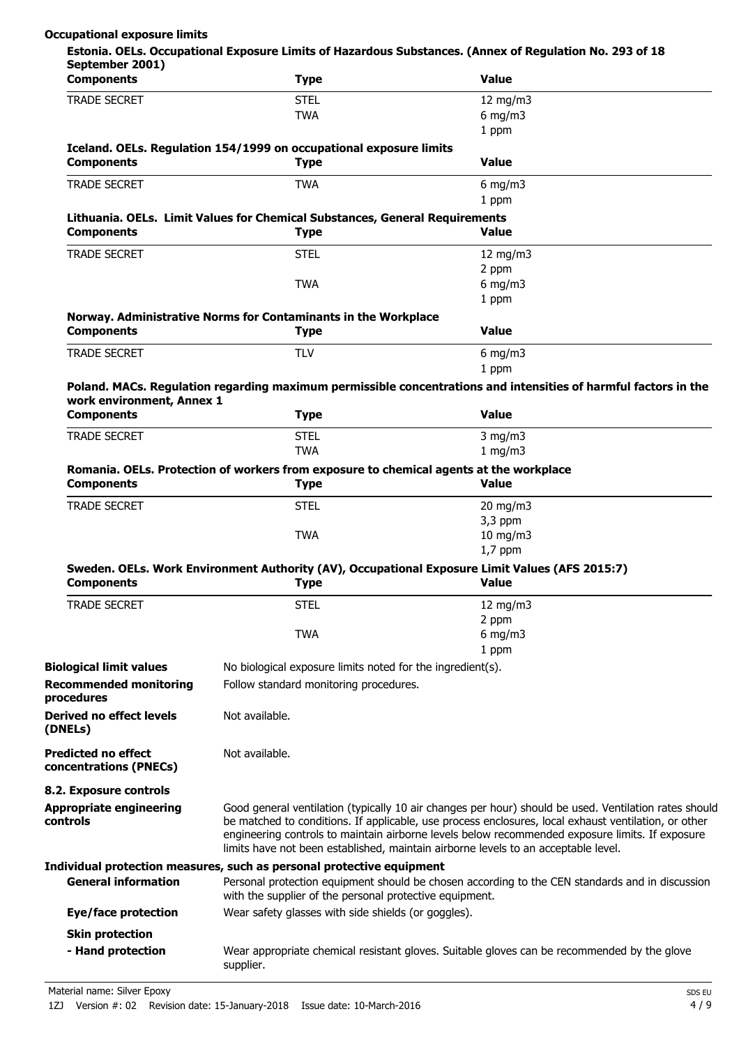**Occupational exposure limits**

**Estonia. OELs. Occupational Exposure Limits of Hazardous Substances. (Annex of Regulation No. 293 of 18 September 2001)**

| Components | Type | Value |
|---|---|---|
| TRADE SECRET | STEL | 12 mg/m3 |
| | TWA | 6 mg/m3 |
| | | 1 ppm |

**Iceland. OELs. Regulation 154/1999 on occupational exposure limits**

| Components | Type | Value |
|---|---|---|
| TRADE SECRET | TWA | 6 mg/m3 |
| | | 1 ppm |

**Lithuania. OELs. Limit Values for Chemical Substances, General Requirements**

| Components | Type | Value |
|---|---|---|
| TRADE SECRET | STEL | 12 mg/m3 |
| | | 2 ppm |
| | TWA | 6 mg/m3 |
| | | 1 ppm |

**Norway. Administrative Norms for Contaminants in the Workplace**

| Components | Type | Value |
|---|---|---|
| TRADE SECRET | TLV | 6 mg/m3 |
| | | 1 ppm |

**Poland. MACs. Regulation regarding maximum permissible concentrations and intensities of harmful factors in the work environment, Annex 1**

| Components | Type | Value |
|---|---|---|
| TRADE SECRET | STEL | 3 mg/m3 |
| | TWA | 1 mg/m3 |

**Romania. OELs. Protection of workers from exposure to chemical agents at the workplace**

| Components | Type | Value |
|---|---|---|
| TRADE SECRET | STEL | 20 mg/m3 |
| | | 3,3 ppm |
| | TWA | 10 mg/m3 |
| | | 1,7 ppm |

**Sweden. OELs. Work Environment Authority (AV), Occupational Exposure Limit Values (AFS 2015:7)**

| Components | Type | Value |
|---|---|---|
| TRADE SECRET | STEL | 12 mg/m3 |
| | | 2 ppm |
| | TWA | 6 mg/m3 |
| | | 1 ppm |

**Biological limit values** No biological exposure limits noted for the ingredient(s).

**Recommended monitoring procedures** Follow standard monitoring procedures.

**Derived no effect levels (DNELs)** Not available.

**Predicted no effect concentrations (PNECs)** Not available.

**8.2. Exposure controls**

**Appropriate engineering controls** Good general ventilation (typically 10 air changes per hour) should be used. Ventilation rates should be matched to conditions. If applicable, use process enclosures, local exhaust ventilation, or other engineering controls to maintain airborne levels below recommended exposure limits. If exposure limits have not been established, maintain airborne levels to an acceptable level.

**Individual protection measures, such as personal protective equipment**

**General information** Personal protection equipment should be chosen according to the CEN standards and in discussion with the supplier of the personal protective equipment.

**Eye/face protection** Wear safety glasses with side shields (or goggles).

**Skin protection**

**- Hand protection** Wear appropriate chemical resistant gloves. Suitable gloves can be recommended by the glove supplier.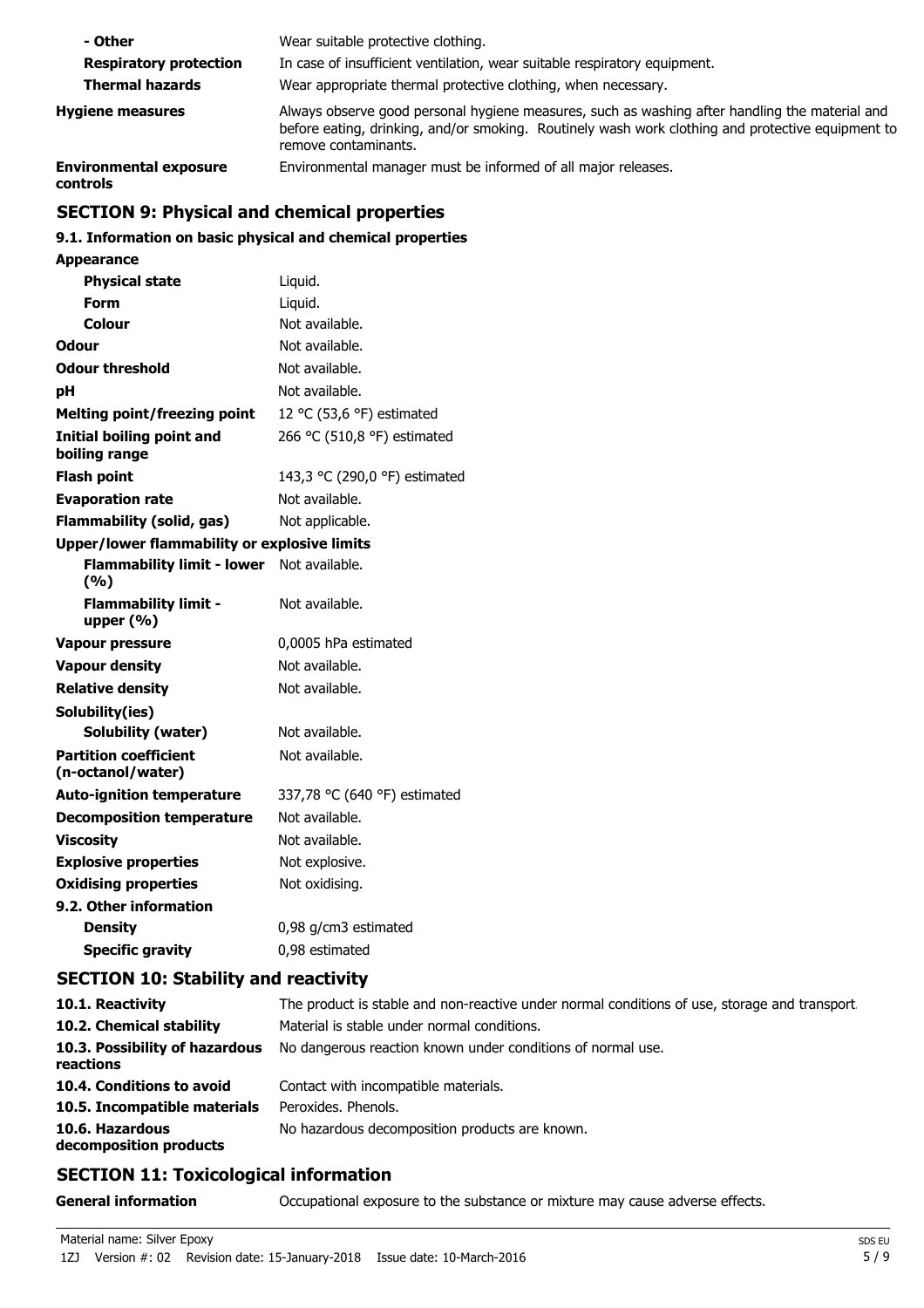| | |
|---|---|
| **- Other** | Wear suitable protective clothing. |
| **Respiratory protection** | In case of insufficient ventilation, wear suitable respiratory equipment. |
| **Thermal hazards** | Wear appropriate thermal protective clothing, when necessary. |
| **Hygiene measures** | Always observe good personal hygiene measures, such as washing after handling the material and before eating, drinking, and/or smoking. Routinely wash work clothing and protective equipment to remove contaminants. |
| **Environmental exposure controls** | Environmental manager must be informed of all major releases. |

## SECTION 9: Physical and chemical properties

### 9.1. Information on basic physical and chemical properties

| | |
|---|---|
| **Appearance** | |
| **Physical state** | Liquid. |
| **Form** | Liquid. |
| **Colour** | Not available. |
| **Odour** | Not available. |
| **Odour threshold** | Not available. |
| **pH** | Not available. |
| **Melting point/freezing point** | 12 °C (53,6 °F) estimated |
| **Initial boiling point and boiling range** | 266 °C (510,8 °F) estimated |
| **Flash point** | 143,3 °C (290,0 °F) estimated |
| **Evaporation rate** | Not available. |
| **Flammability (solid, gas)** | Not applicable. |
| **Upper/lower flammability or explosive limits** | |
| **Flammability limit - lower (%)** | Not available. |
| **Flammability limit - upper (%)** | Not available. |
| **Vapour pressure** | 0,0005 hPa estimated |
| **Vapour density** | Not available. |
| **Relative density** | Not available. |
| **Solubility(ies)** | |
| **Solubility (water)** | Not available. |
| **Partition coefficient (n-octanol/water)** | Not available. |
| **Auto-ignition temperature** | 337,78 °C (640 °F) estimated |
| **Decomposition temperature** | Not available. |
| **Viscosity** | Not available. |
| **Explosive properties** | Not explosive. |
| **Oxidising properties** | Not oxidising. |
| **9.2. Other information** | |
| **Density** | 0,98 g/cm3 estimated |
| **Specific gravity** | 0,98 estimated |

## SECTION 10: Stability and reactivity

| | |
|---|---|
| **10.1. Reactivity** | The product is stable and non-reactive under normal conditions of use, storage and transport. |
| **10.2. Chemical stability** | Material is stable under normal conditions. |
| **10.3. Possibility of hazardous reactions** | No dangerous reaction known under conditions of normal use. |
| **10.4. Conditions to avoid** | Contact with incompatible materials. |
| **10.5. Incompatible materials** | Peroxides. Phenols. |
| **10.6. Hazardous decomposition products** | No hazardous decomposition products are known. |

## SECTION 11: Toxicological information

| | |
|---|---|
| **General information** | Occupational exposure to the substance or mixture may cause adverse effects. |

Material name: Silver Epoxy

1ZJ Version #: 02 Revision date: 15-January-2018 Issue date: 10-March-2016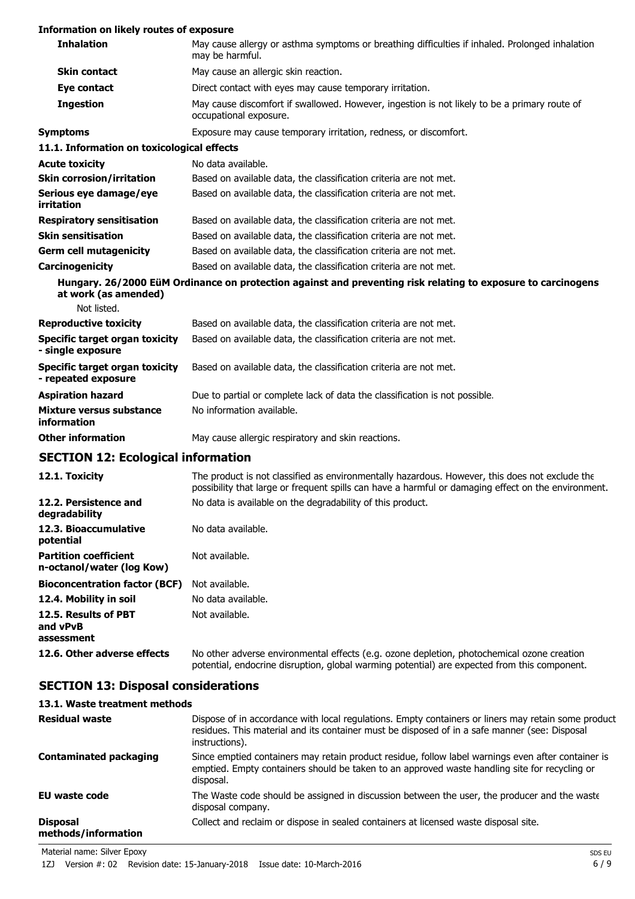**Information on likely routes of exposure**

| | |
|---|---|
| **Inhalation** | May cause allergy or asthma symptoms or breathing difficulties if inhaled. Prolonged inhalation may be harmful. |
| **Skin contact** | May cause an allergic skin reaction. |
| **Eye contact** | Direct contact with eyes may cause temporary irritation. |
| **Ingestion** | May cause discomfort if swallowed. However, ingestion is not likely to be a primary route of occupational exposure. |
| **Symptoms** | Exposure may cause temporary irritation, redness, or discomfort. |

**11.1. Information on toxicological effects**

| | |
|---|---|
| **Acute toxicity** | No data available. |
| **Skin corrosion/irritation** | Based on available data, the classification criteria are not met. |
| **Serious eye damage/eye irritation** | Based on available data, the classification criteria are not met. |
| **Respiratory sensitisation** | Based on available data, the classification criteria are not met. |
| **Skin sensitisation** | Based on available data, the classification criteria are not met. |
| **Germ cell mutagenicity** | Based on available data, the classification criteria are not met. |
| **Carcinogenicity** | Based on available data, the classification criteria are not met. |

**Hungary. 26/2000 EüM Ordinance on protection against and preventing risk relating to exposure to carcinogens at work (as amended)**

Not listed.

| | |
|---|---|
| **Reproductive toxicity** | Based on available data, the classification criteria are not met. |
| **Specific target organ toxicity - single exposure** | Based on available data, the classification criteria are not met. |
| **Specific target organ toxicity - repeated exposure** | Based on available data, the classification criteria are not met. |
| **Aspiration hazard** | Due to partial or complete lack of data the classification is not possible. |
| **Mixture versus substance information** | No information available. |
| **Other information** | May cause allergic respiratory and skin reactions. |

## SECTION 12: Ecological information

| | |
|---|---|
| **12.1. Toxicity** | The product is not classified as environmentally hazardous. However, this does not exclude the possibility that large or frequent spills can have a harmful or damaging effect on the environment. |
| **12.2. Persistence and degradability** | No data is available on the degradability of this product. |
| **12.3. Bioaccumulative potential** | No data available. |
| **Partition coefficient n-octanol/water (log Kow)** | Not available. |
| **Bioconcentration factor (BCF)** | Not available. |
| **12.4. Mobility in soil** | No data available. |
| **12.5. Results of PBT and vPvB assessment** | Not available. |
| **12.6. Other adverse effects** | No other adverse environmental effects (e.g. ozone depletion, photochemical ozone creation potential, endocrine disruption, global warming potential) are expected from this component. |

## SECTION 13: Disposal considerations

**13.1. Waste treatment methods**

| | |
|---|---|
| **Residual waste** | Dispose of in accordance with local regulations. Empty containers or liners may retain some product residues. This material and its container must be disposed of in a safe manner (see: Disposal instructions). |
| **Contaminated packaging** | Since emptied containers may retain product residue, follow label warnings even after container is emptied. Empty containers should be taken to an approved waste handling site for recycling or disposal. |
| **EU waste code** | The Waste code should be assigned in discussion between the user, the producer and the waste disposal company. |
| **Disposal methods/information** | Collect and reclaim or dispose in sealed containers at licensed waste disposal site. |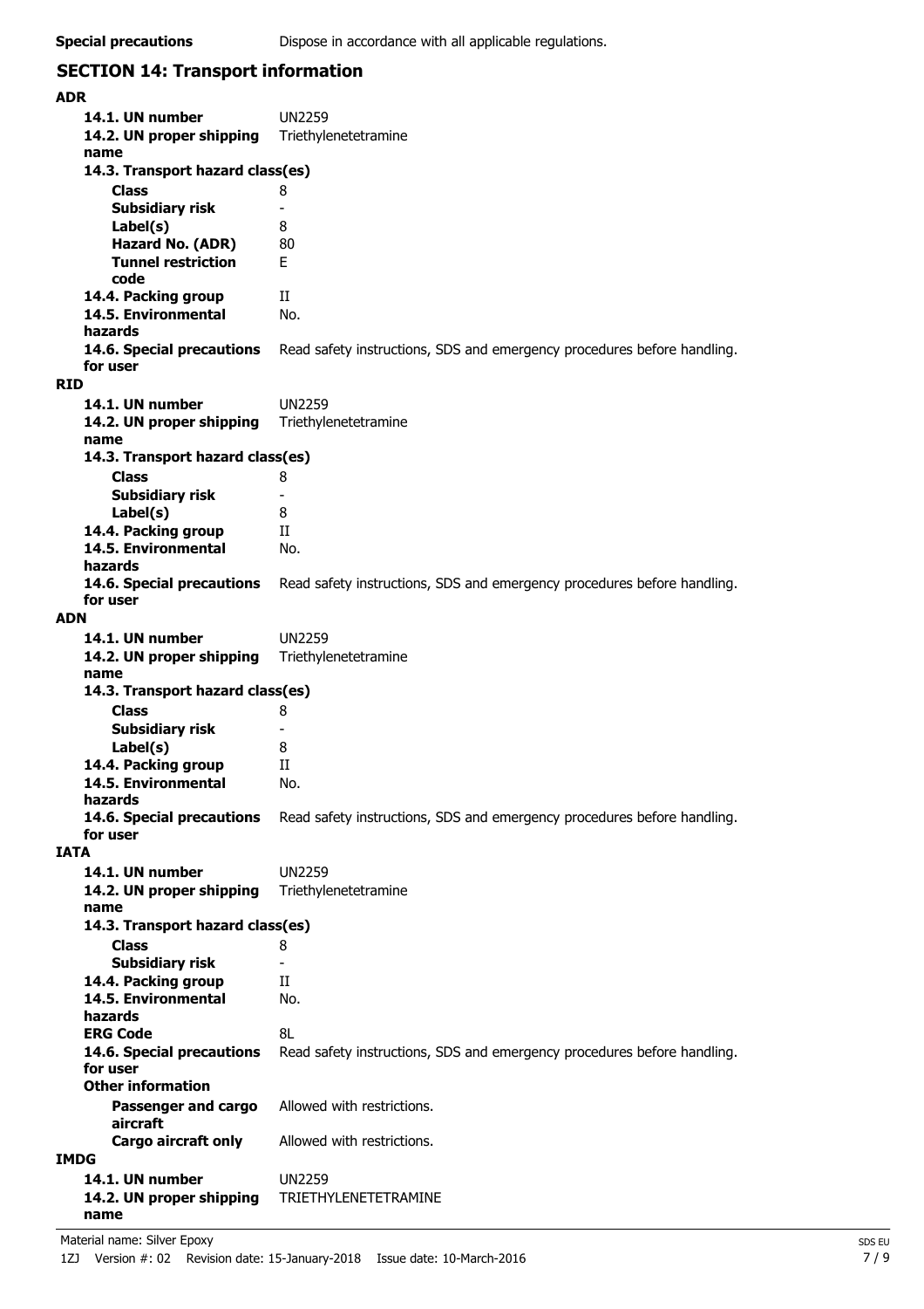**Special precautions** Dispose in accordance with all applicable regulations.

## SECTION 14: Transport information

**ADR**

| | |
|---|---|
| **14.1. UN number** | UN2259 |
| **14.2. UN proper shipping name** | Triethylenetetramine |
| **14.3. Transport hazard class(es)** | |
| **Class** | 8 |
| **Subsidiary risk** | - |
| **Label(s)** | 8 |
| **Hazard No. (ADR)** | 80 |
| **Tunnel restriction code** | E |
| **14.4. Packing group** | II |
| **14.5. Environmental hazards** | No. |
| **14.6. Special precautions for user** | Read safety instructions, SDS and emergency procedures before handling. |

**RID**

| | |
|---|---|
| **14.1. UN number** | UN2259 |
| **14.2. UN proper shipping name** | Triethylenetetramine |
| **14.3. Transport hazard class(es)** | |
| **Class** | 8 |
| **Subsidiary risk** | - |
| **Label(s)** | 8 |
| **14.4. Packing group** | II |
| **14.5. Environmental hazards** | No. |
| **14.6. Special precautions for user** | Read safety instructions, SDS and emergency procedures before handling. |

**ADN**

| | |
|---|---|
| **14.1. UN number** | UN2259 |
| **14.2. UN proper shipping name** | Triethylenetetramine |
| **14.3. Transport hazard class(es)** | |
| **Class** | 8 |
| **Subsidiary risk** | - |
| **Label(s)** | 8 |
| **14.4. Packing group** | II |
| **14.5. Environmental hazards** | No. |
| **14.6. Special precautions for user** | Read safety instructions, SDS and emergency procedures before handling. |

**IATA**

| | |
|---|---|
| **14.1. UN number** | UN2259 |
| **14.2. UN proper shipping name** | Triethylenetetramine |
| **14.3. Transport hazard class(es)** | |
| **Class** | 8 |
| **Subsidiary risk** | - |
| **14.4. Packing group** | II |
| **14.5. Environmental hazards** | No. |
| **ERG Code** | 8L |
| **14.6. Special precautions for user** | Read safety instructions, SDS and emergency procedures before handling. |
| **Other information** | |
| **Passenger and cargo aircraft** | Allowed with restrictions. |
| **Cargo aircraft only** | Allowed with restrictions. |

**IMDG**

| | |
|---|---|
| **14.1. UN number** | UN2259 |
| **14.2. UN proper shipping name** | TRIETHYLENETETRAMINE |

Material name: Silver Epoxy

1ZJ Version #: 02 Revision date: 15-January-2018 Issue date: 10-March-2016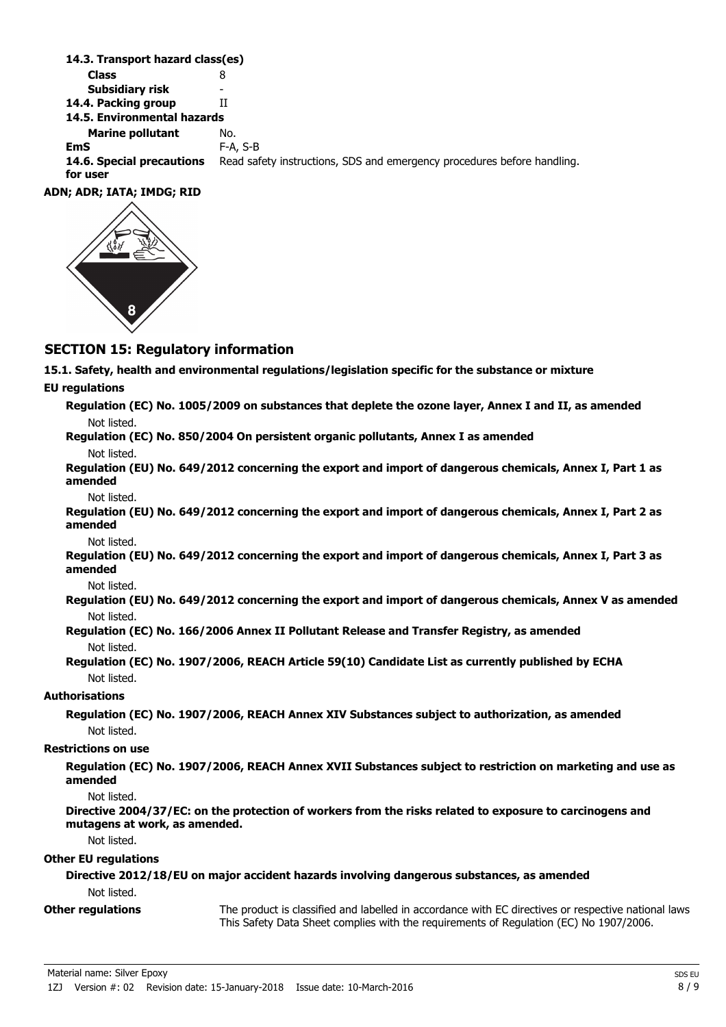**14.3. Transport hazard class(es)**

| | |
|---|---|
| **Class** | 8 |
| **Subsidiary risk** | - |
| **14.4. Packing group** | II |
| **14.5. Environmental hazards** | |
| **Marine pollutant** | No. |
| **EmS** | F-A, S-B |
| **14.6. Special precautions for user** | Read safety instructions, SDS and emergency procedures before handling. |

**ADN; ADR; IATA; IMDG; RID**

## SECTION 15: Regulatory information

**15.1. Safety, health and environmental regulations/legislation specific for the substance or mixture**

**EU regulations**

**Regulation (EC) No. 1005/2009 on substances that deplete the ozone layer, Annex I and II, as amended**

Not listed.

**Regulation (EC) No. 850/2004 On persistent organic pollutants, Annex I as amended**

Not listed.

**Regulation (EU) No. 649/2012 concerning the export and import of dangerous chemicals, Annex I, Part 1 as amended**

Not listed.

**Regulation (EU) No. 649/2012 concerning the export and import of dangerous chemicals, Annex I, Part 2 as amended**

Not listed.

**Regulation (EU) No. 649/2012 concerning the export and import of dangerous chemicals, Annex I, Part 3 as amended**

Not listed.

**Regulation (EU) No. 649/2012 concerning the export and import of dangerous chemicals, Annex V as amended**

Not listed.

**Regulation (EC) No. 166/2006 Annex II Pollutant Release and Transfer Registry, as amended**

Not listed.

**Regulation (EC) No. 1907/2006, REACH Article 59(10) Candidate List as currently published by ECHA**

Not listed.

**Authorisations**

**Regulation (EC) No. 1907/2006, REACH Annex XIV Substances subject to authorization, as amended**

Not listed.

**Restrictions on use**

**Regulation (EC) No. 1907/2006, REACH Annex XVII Substances subject to restriction on marketing and use as amended**

Not listed.

**Directive 2004/37/EC: on the protection of workers from the risks related to exposure to carcinogens and mutagens at work, as amended.**

Not listed.

**Other EU regulations**

**Directive 2012/18/EU on major accident hazards involving dangerous substances, as amended**

Not listed.

**Other regulations** The product is classified and labelled in accordance with EC directives or respective national laws. This Safety Data Sheet complies with the requirements of Regulation (EC) No 1907/2006.

Material name: Silver Epoxy

1ZJ Version #: 02 Revision date: 15-January-2018 Issue date: 10-March-2016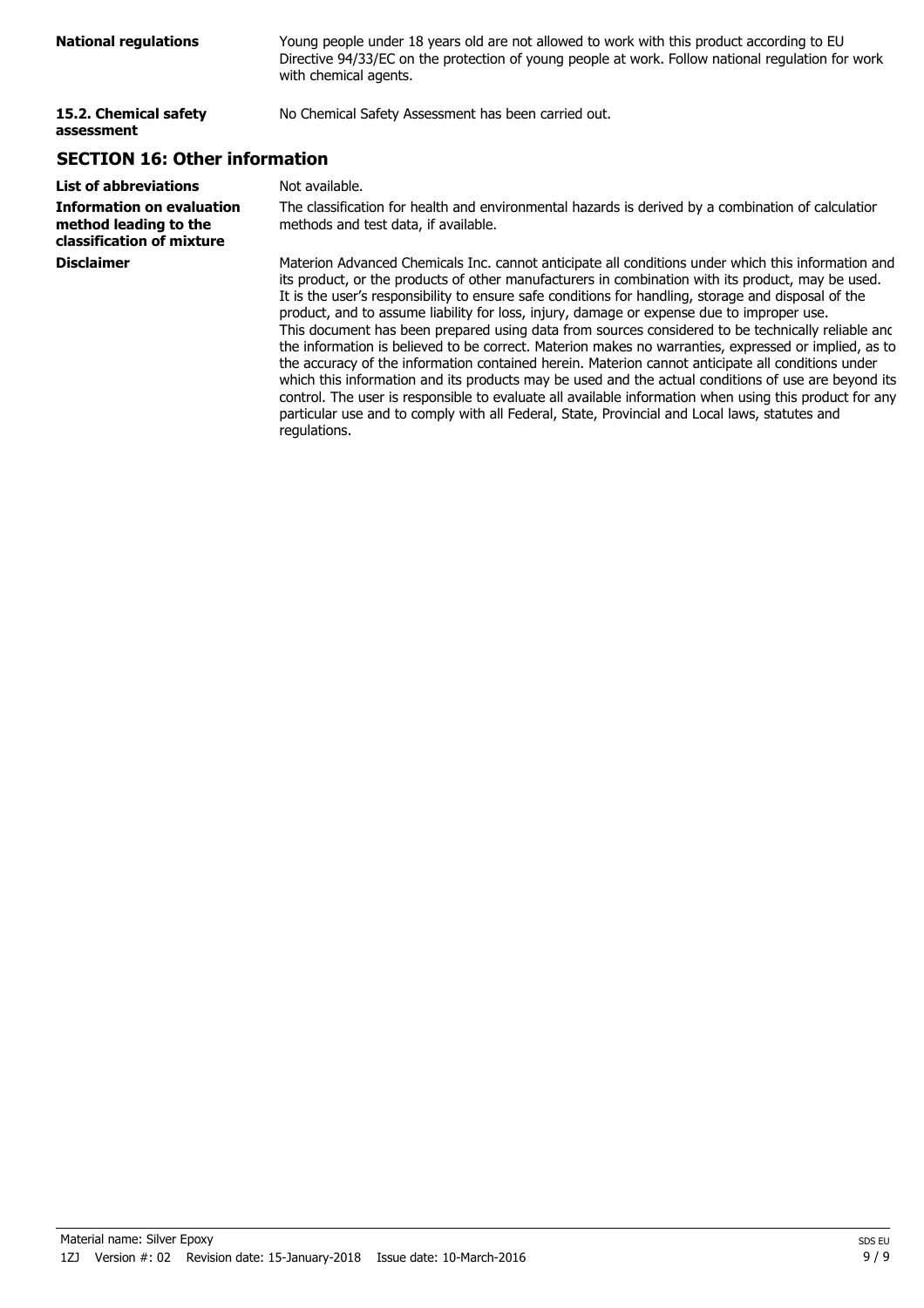**National regulations** Young people under 18 years old are not allowed to work with this product according to EU Directive 94/33/EC on the protection of young people at work. Follow national regulation for work with chemical agents.

**15.2. Chemical safety assessment** No Chemical Safety Assessment has been carried out.

## SECTION 16: Other information

**List of abbreviations** Not available.

**Information on evaluation method leading to the classification of mixture** The classification for health and environmental hazards is derived by a combination of calculation methods and test data, if available.

**Disclaimer** Materion Advanced Chemicals Inc. cannot anticipate all conditions under which this information and its product, or the products of other manufacturers in combination with its product, may be used. It is the user's responsibility to ensure safe conditions for handling, storage and disposal of the product, and to assume liability for loss, injury, damage or expense due to improper use. This document has been prepared using data from sources considered to be technically reliable and the information is believed to be correct. Materion makes no warranties, expressed or implied, as to the accuracy of the information contained herein. Materion cannot anticipate all conditions under which this information and its products may be used and the actual conditions of use are beyond its control. The user is responsible to evaluate all available information when using this product for any particular use and to comply with all Federal, State, Provincial and Local laws, statutes and regulations.